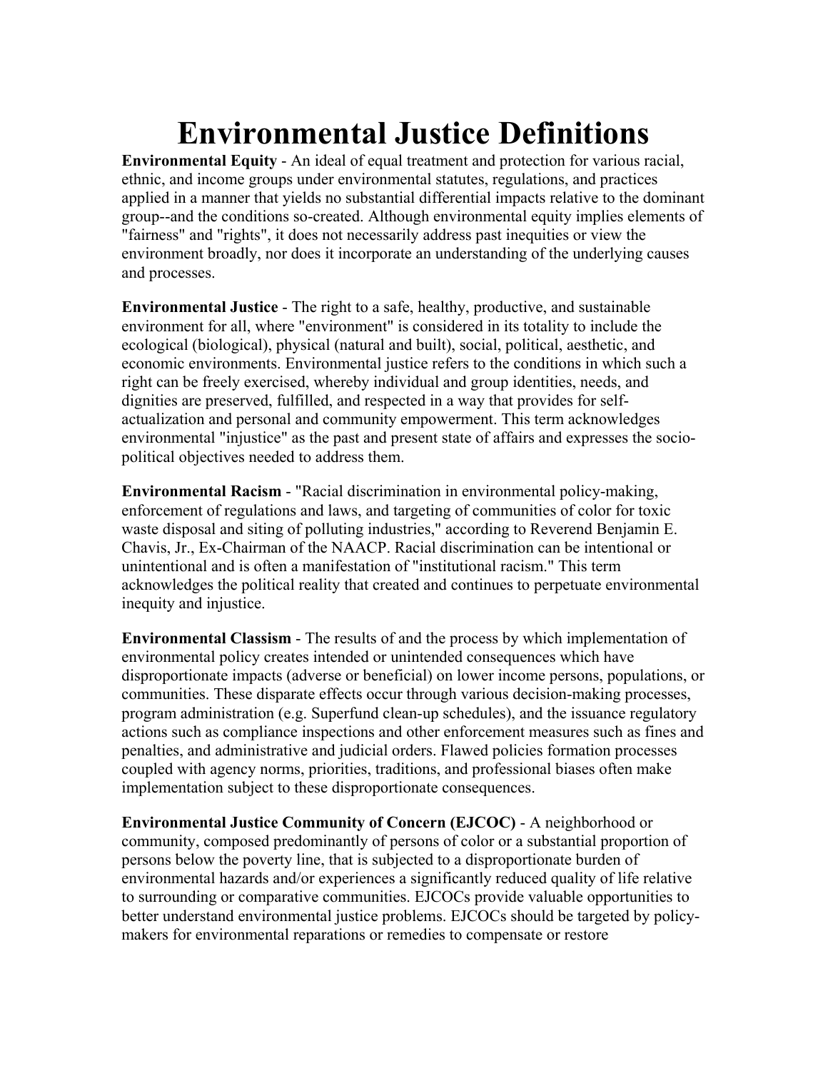# Environmental Justice Definitions

**Environmental Equity** - An ideal of equal treatment and protection for various racial, ethnic, and income groups under environmental statutes, regulations, and practices applied in a manner that yields no substantial differential impacts relative to the dominant group--and the conditions so-created. Although environmental equity implies elements of "fairness" and "rights", it does not necessarily address past inequities or view the environment broadly, nor does it incorporate an understanding of the underlying causes and processes.

**Environmental Justice** - The right to a safe, healthy, productive, and sustainable environment for all, where "environment" is considered in its totality to include the ecological (biological), physical (natural and built), social, political, aesthetic, and economic environments. Environmental justice refers to the conditions in which such a right can be freely exercised, whereby individual and group identities, needs, and dignities are preserved, fulfilled, and respected in a way that provides for self-actualization and personal and community empowerment. This term acknowledges environmental "injustice" as the past and present state of affairs and expresses the socio-political objectives needed to address them.

**Environmental Racism** - "Racial discrimination in environmental policy-making, enforcement of regulations and laws, and targeting of communities of color for toxic waste disposal and siting of polluting industries," according to Reverend Benjamin E. Chavis, Jr., Ex-Chairman of the NAACP. Racial discrimination can be intentional or unintentional and is often a manifestation of "institutional racism." This term acknowledges the political reality that created and continues to perpetuate environmental inequity and injustice.

**Environmental Classism** - The results of and the process by which implementation of environmental policy creates intended or unintended consequences which have disproportionate impacts (adverse or beneficial) on lower income persons, populations, or communities. These disparate effects occur through various decision-making processes, program administration (e.g. Superfund clean-up schedules), and the issuance regulatory actions such as compliance inspections and other enforcement measures such as fines and penalties, and administrative and judicial orders. Flawed policies formation processes coupled with agency norms, priorities, traditions, and professional biases often make implementation subject to these disproportionate consequences.

**Environmental Justice Community of Concern (EJCOC)** - A neighborhood or community, composed predominantly of persons of color or a substantial proportion of persons below the poverty line, that is subjected to a disproportionate burden of environmental hazards and/or experiences a significantly reduced quality of life relative to surrounding or comparative communities. EJCOCs provide valuable opportunities to better understand environmental justice problems. EJCOCs should be targeted by policy-makers for environmental reparations or remedies to compensate or restore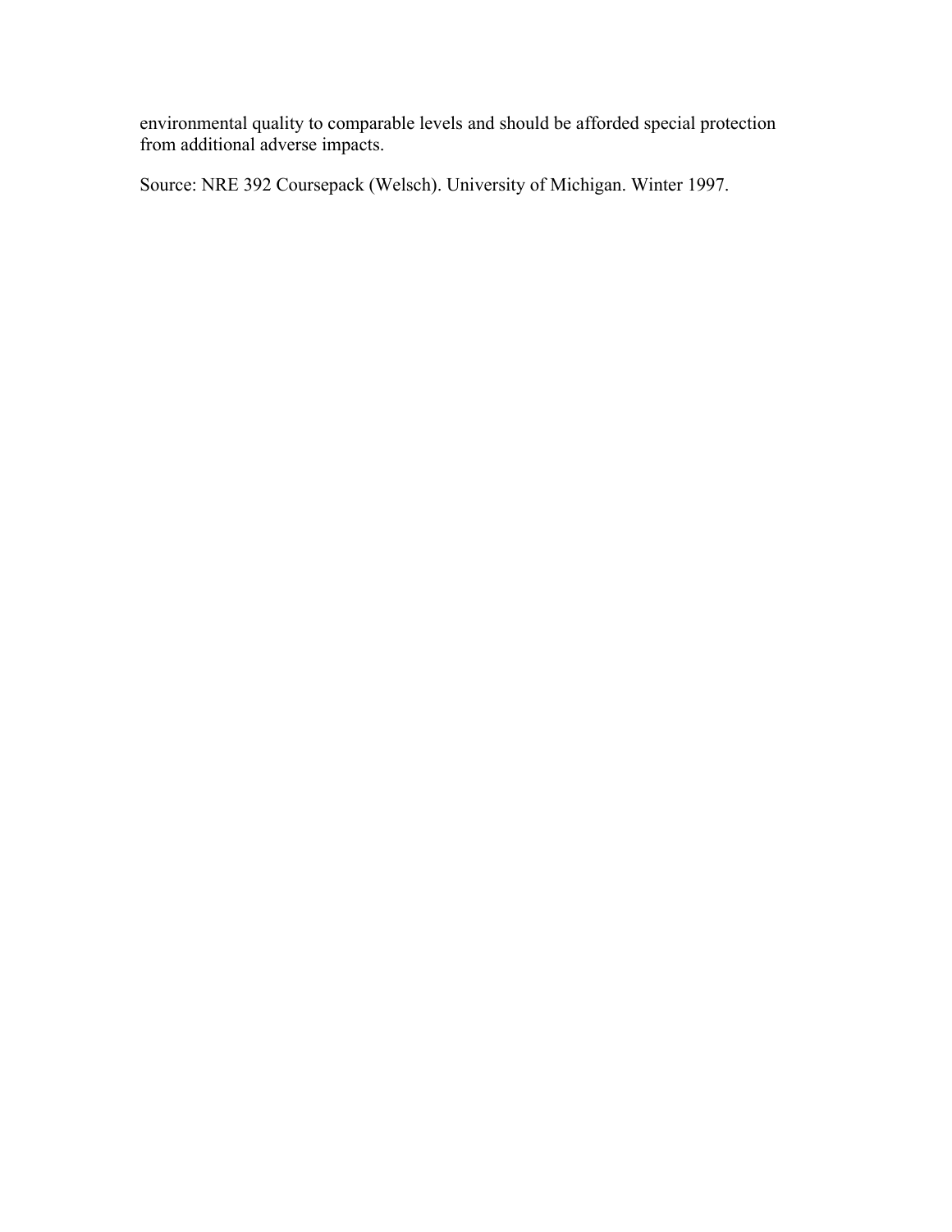environmental quality to comparable levels and should be afforded special protection from additional adverse impacts.

Source: NRE 392 Coursepack (Welsch). University of Michigan. Winter 1997.